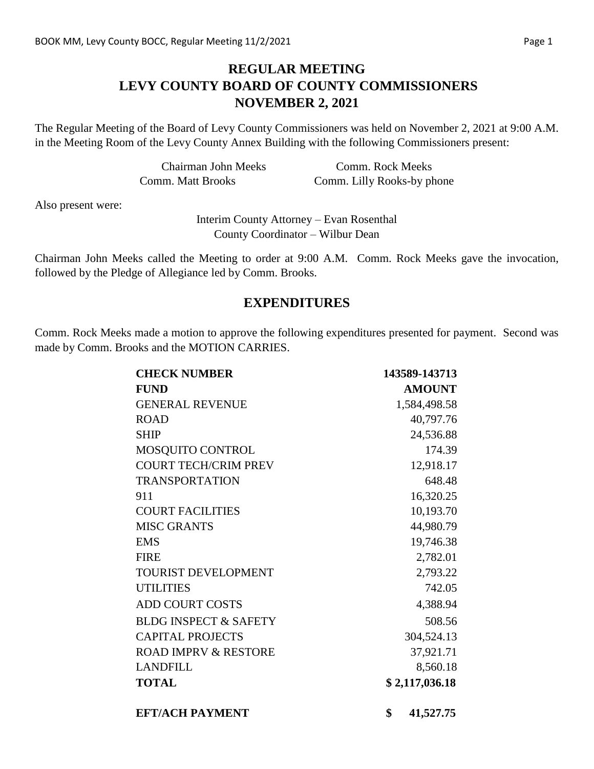# REGULAR MEETING
# LEVY COUNTY BOARD OF COUNTY COMMISSIONERS
# NOVEMBER 2, 2021

The Regular Meeting of the Board of Levy County Commissioners was held on November 2, 2021 at 9:00 A.M. in the Meeting Room of the Levy County Annex Building with the following Commissioners present:

Chairman John Meeks — Comm. Rock Meeks
Comm. Matt Brooks — Comm. Lilly Rooks-by phone

Also present were:

Interim County Attorney – Evan Rosenthal
County Coordinator – Wilbur Dean

Chairman John Meeks called the Meeting to order at 9:00 A.M. Comm. Rock Meeks gave the invocation, followed by the Pledge of Allegiance led by Comm. Brooks.

## EXPENDITURES

Comm. Rock Meeks made a motion to approve the following expenditures presented for payment. Second was made by Comm. Brooks and the MOTION CARRIES.

| **CHECK NUMBER** | **143589-143713** |
|---|---|
| **FUND** | **AMOUNT** |
| GENERAL REVENUE | 1,584,498.58 |
| ROAD | 40,797.76 |
| SHIP | 24,536.88 |
| MOSQUITO CONTROL | 174.39 |
| COURT TECH/CRIM PREV | 12,918.17 |
| TRANSPORTATION | 648.48 |
| 911 | 16,320.25 |
| COURT FACILITIES | 10,193.70 |
| MISC GRANTS | 44,980.79 |
| EMS | 19,746.38 |
| FIRE | 2,782.01 |
| TOURIST DEVELOPMENT | 2,793.22 |
| UTILITIES | 742.05 |
| ADD COURT COSTS | 4,388.94 |
| BLDG INSPECT & SAFETY | 508.56 |
| CAPITAL PROJECTS | 304,524.13 |
| ROAD IMPRV & RESTORE | 37,921.71 |
| LANDFILL | 8,560.18 |
| **TOTAL** | **$ 2,117,036.18** |
| **EFT/ACH PAYMENT** | **$ 41,527.75** |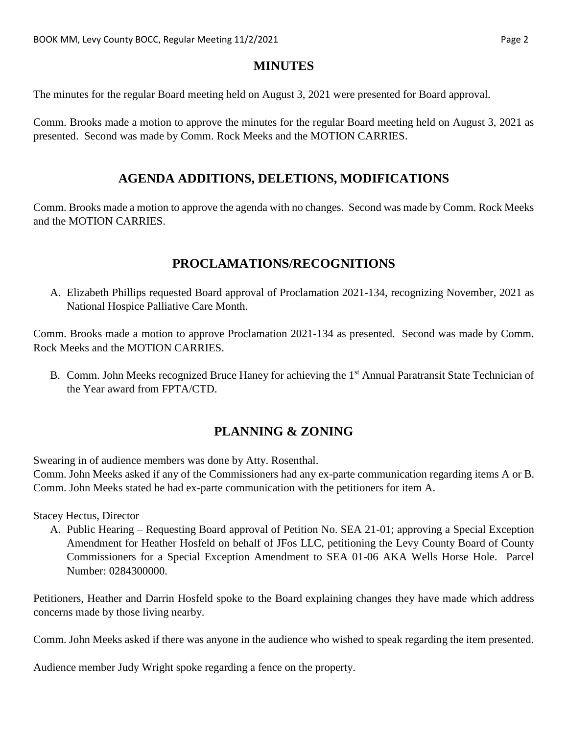## MINUTES

The minutes for the regular Board meeting held on August 3, 2021 were presented for Board approval.

Comm. Brooks made a motion to approve the minutes for the regular Board meeting held on August 3, 2021 as presented. Second was made by Comm. Rock Meeks and the MOTION CARRIES.

## AGENDA ADDITIONS, DELETIONS, MODIFICATIONS

Comm. Brooks made a motion to approve the agenda with no changes. Second was made by Comm. Rock Meeks and the MOTION CARRIES.

## PROCLAMATIONS/RECOGNITIONS

A. Elizabeth Phillips requested Board approval of Proclamation 2021-134, recognizing November, 2021 as National Hospice Palliative Care Month.

Comm. Brooks made a motion to approve Proclamation 2021-134 as presented. Second was made by Comm. Rock Meeks and the MOTION CARRIES.

B. Comm. John Meeks recognized Bruce Haney for achieving the 1st Annual Paratransit State Technician of the Year award from FPTA/CTD.

## PLANNING & ZONING

Swearing in of audience members was done by Atty. Rosenthal.
Comm. John Meeks asked if any of the Commissioners had any ex-parte communication regarding items A or B. Comm. John Meeks stated he had ex-parte communication with the petitioners for item A.

Stacey Hectus, Director

A. Public Hearing – Requesting Board approval of Petition No. SEA 21-01; approving a Special Exception Amendment for Heather Hosfeld on behalf of JFos LLC, petitioning the Levy County Board of County Commissioners for a Special Exception Amendment to SEA 01-06 AKA Wells Horse Hole. Parcel Number: 0284300000.

Petitioners, Heather and Darrin Hosfeld spoke to the Board explaining changes they have made which address concerns made by those living nearby.

Comm. John Meeks asked if there was anyone in the audience who wished to speak regarding the item presented.

Audience member Judy Wright spoke regarding a fence on the property.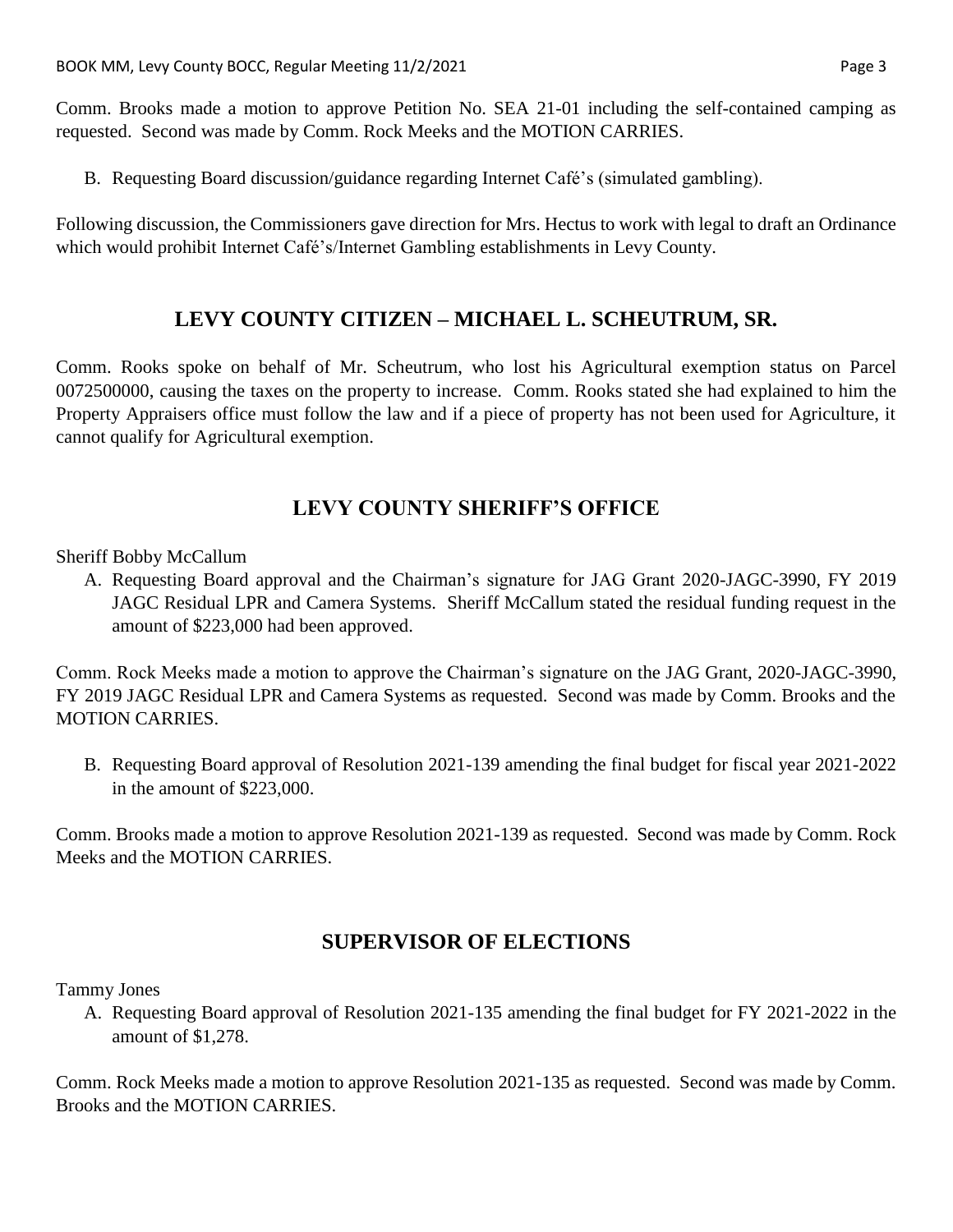Comm. Brooks made a motion to approve Petition No. SEA 21-01 including the self-contained camping as requested. Second was made by Comm. Rock Meeks and the MOTION CARRIES.

B. Requesting Board discussion/guidance regarding Internet Café's (simulated gambling).

Following discussion, the Commissioners gave direction for Mrs. Hectus to work with legal to draft an Ordinance which would prohibit Internet Café's/Internet Gambling establishments in Levy County.

## LEVY COUNTY CITIZEN – MICHAEL L. SCHEUTRUM, SR.

Comm. Rooks spoke on behalf of Mr. Scheutrum, who lost his Agricultural exemption status on Parcel 0072500000, causing the taxes on the property to increase. Comm. Rooks stated she had explained to him the Property Appraisers office must follow the law and if a piece of property has not been used for Agriculture, it cannot qualify for Agricultural exemption.

## LEVY COUNTY SHERIFF'S OFFICE

Sheriff Bobby McCallum

A. Requesting Board approval and the Chairman's signature for JAG Grant 2020-JAGC-3990, FY 2019 JAGC Residual LPR and Camera Systems. Sheriff McCallum stated the residual funding request in the amount of $223,000 had been approved.

Comm. Rock Meeks made a motion to approve the Chairman's signature on the JAG Grant, 2020-JAGC-3990, FY 2019 JAGC Residual LPR and Camera Systems as requested. Second was made by Comm. Brooks and the MOTION CARRIES.

B. Requesting Board approval of Resolution 2021-139 amending the final budget for fiscal year 2021-2022 in the amount of $223,000.

Comm. Brooks made a motion to approve Resolution 2021-139 as requested. Second was made by Comm. Rock Meeks and the MOTION CARRIES.

## SUPERVISOR OF ELECTIONS

Tammy Jones

A. Requesting Board approval of Resolution 2021-135 amending the final budget for FY 2021-2022 in the amount of $1,278.

Comm. Rock Meeks made a motion to approve Resolution 2021-135 as requested. Second was made by Comm. Brooks and the MOTION CARRIES.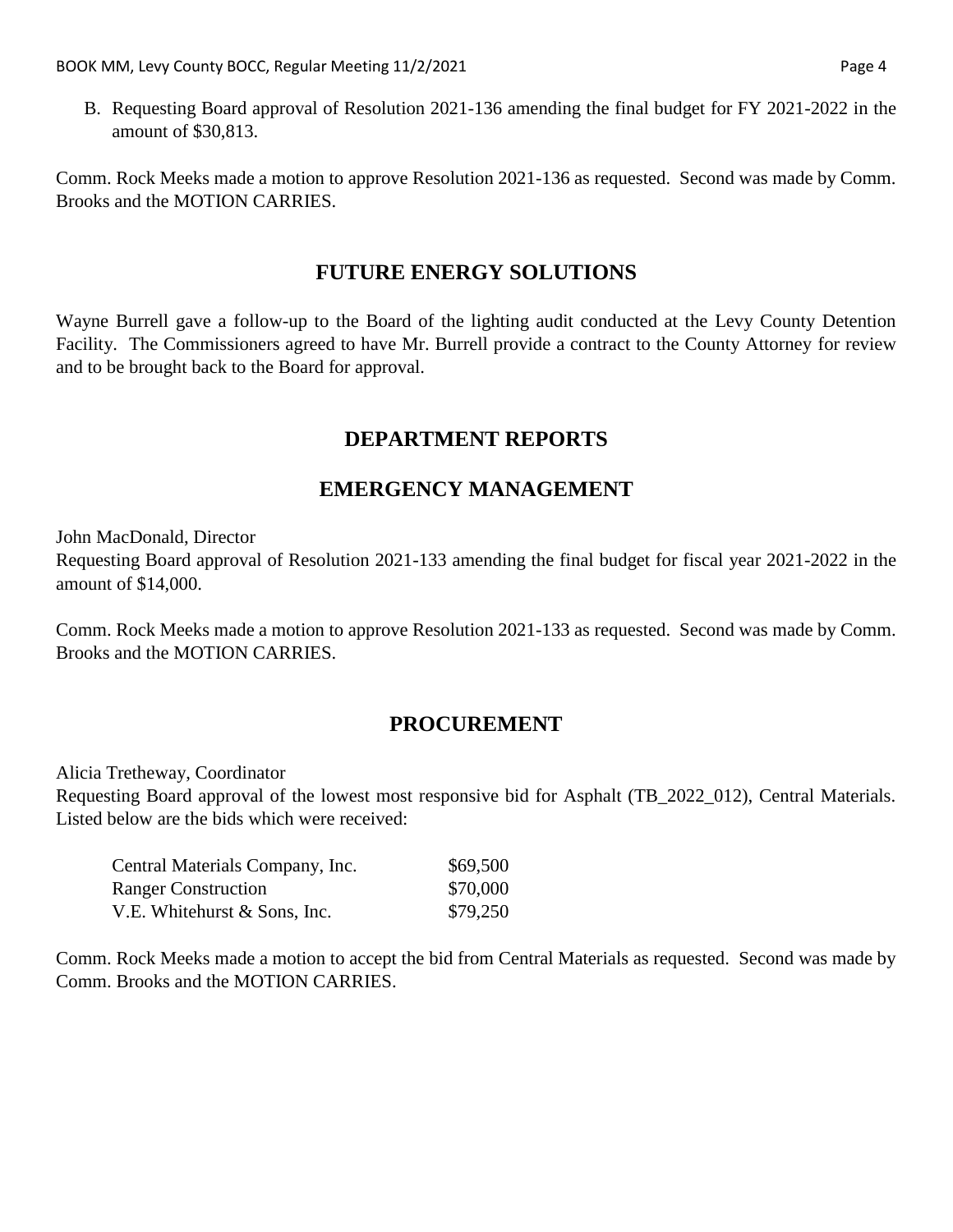B. Requesting Board approval of Resolution 2021-136 amending the final budget for FY 2021-2022 in the amount of $30,813.

Comm. Rock Meeks made a motion to approve Resolution 2021-136 as requested. Second was made by Comm. Brooks and the MOTION CARRIES.

## FUTURE ENERGY SOLUTIONS

Wayne Burrell gave a follow-up to the Board of the lighting audit conducted at the Levy County Detention Facility. The Commissioners agreed to have Mr. Burrell provide a contract to the County Attorney for review and to be brought back to the Board for approval.

## DEPARTMENT REPORTS

## EMERGENCY MANAGEMENT

John MacDonald, Director
Requesting Board approval of Resolution 2021-133 amending the final budget for fiscal year 2021-2022 in the amount of $14,000.

Comm. Rock Meeks made a motion to approve Resolution 2021-133 as requested. Second was made by Comm. Brooks and the MOTION CARRIES.

## PROCUREMENT

Alicia Tretheway, Coordinator
Requesting Board approval of the lowest most responsive bid for Asphalt (TB_2022_012), Central Materials. Listed below are the bids which were received:

| | |
|---|---|
| Central Materials Company, Inc. | $69,500 |
| Ranger Construction | $70,000 |
| V.E. Whitehurst & Sons, Inc. | $79,250 |

Comm. Rock Meeks made a motion to accept the bid from Central Materials as requested. Second was made by Comm. Brooks and the MOTION CARRIES.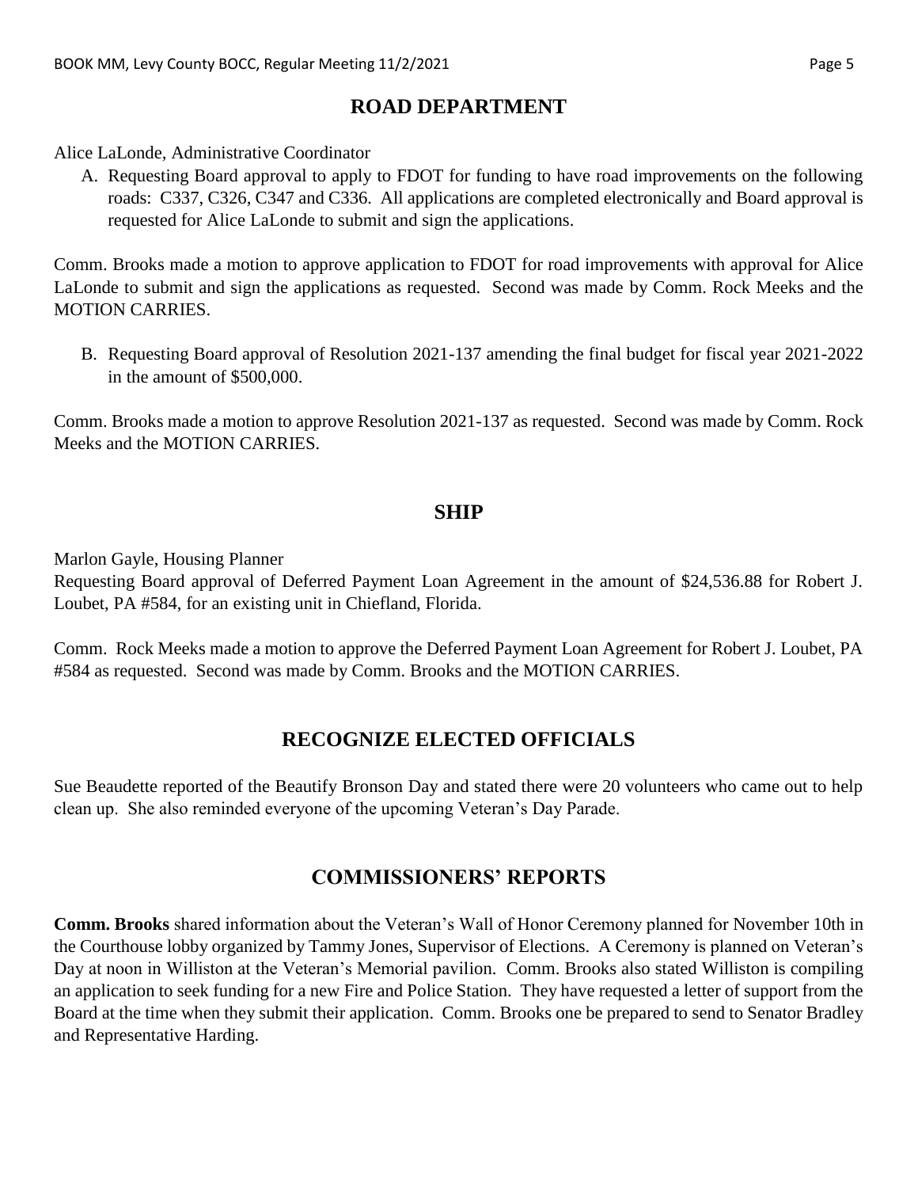## ROAD DEPARTMENT

Alice LaLonde, Administrative Coordinator

A. Requesting Board approval to apply to FDOT for funding to have road improvements on the following roads: C337, C326, C347 and C336. All applications are completed electronically and Board approval is requested for Alice LaLonde to submit and sign the applications.

Comm. Brooks made a motion to approve application to FDOT for road improvements with approval for Alice LaLonde to submit and sign the applications as requested. Second was made by Comm. Rock Meeks and the MOTION CARRIES.

B. Requesting Board approval of Resolution 2021-137 amending the final budget for fiscal year 2021-2022 in the amount of $500,000.

Comm. Brooks made a motion to approve Resolution 2021-137 as requested. Second was made by Comm. Rock Meeks and the MOTION CARRIES.

## SHIP

Marlon Gayle, Housing Planner
Requesting Board approval of Deferred Payment Loan Agreement in the amount of $24,536.88 for Robert J. Loubet, PA #584, for an existing unit in Chiefland, Florida.

Comm. Rock Meeks made a motion to approve the Deferred Payment Loan Agreement for Robert J. Loubet, PA #584 as requested. Second was made by Comm. Brooks and the MOTION CARRIES.

## RECOGNIZE ELECTED OFFICIALS

Sue Beaudette reported of the Beautify Bronson Day and stated there were 20 volunteers who came out to help clean up. She also reminded everyone of the upcoming Veteran's Day Parade.

## COMMISSIONERS' REPORTS

**Comm. Brooks** shared information about the Veteran's Wall of Honor Ceremony planned for November 10th in the Courthouse lobby organized by Tammy Jones, Supervisor of Elections. A Ceremony is planned on Veteran's Day at noon in Williston at the Veteran's Memorial pavilion. Comm. Brooks also stated Williston is compiling an application to seek funding for a new Fire and Police Station. They have requested a letter of support from the Board at the time when they submit their application. Comm. Brooks one be prepared to send to Senator Bradley and Representative Harding.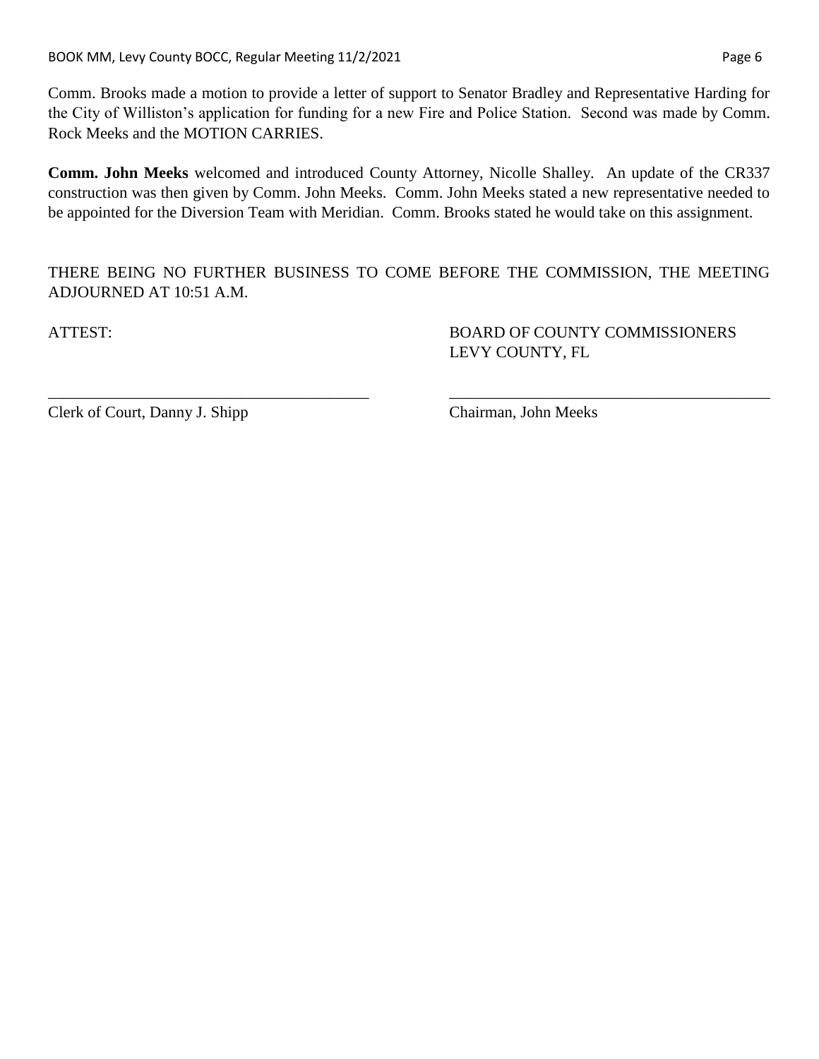Comm. Brooks made a motion to provide a letter of support to Senator Bradley and Representative Harding for the City of Williston's application for funding for a new Fire and Police Station. Second was made by Comm. Rock Meeks and the MOTION CARRIES.

**Comm. John Meeks** welcomed and introduced County Attorney, Nicolle Shalley. An update of the CR337 construction was then given by Comm. John Meeks. Comm. John Meeks stated a new representative needed to be appointed for the Diversion Team with Meridian. Comm. Brooks stated he would take on this assignment.

THERE BEING NO FURTHER BUSINESS TO COME BEFORE THE COMMISSION, THE MEETING ADJOURNED AT 10:51 A.M.

ATTEST:

BOARD OF COUNTY COMMISSIONERS
LEVY COUNTY, FL

\_\_\_\_\_\_\_\_\_\_\_\_\_\_\_\_\_\_\_\_\_\_\_\_\_\_\_\_\_\_\_\_\_\_\_\_\_\_\_\_
Clerk of Court, Danny J. Shipp

\_\_\_\_\_\_\_\_\_\_\_\_\_\_\_\_\_\_\_\_\_\_\_\_\_\_\_\_\_\_\_\_\_\_\_\_\_\_\_\_
Chairman, John Meeks